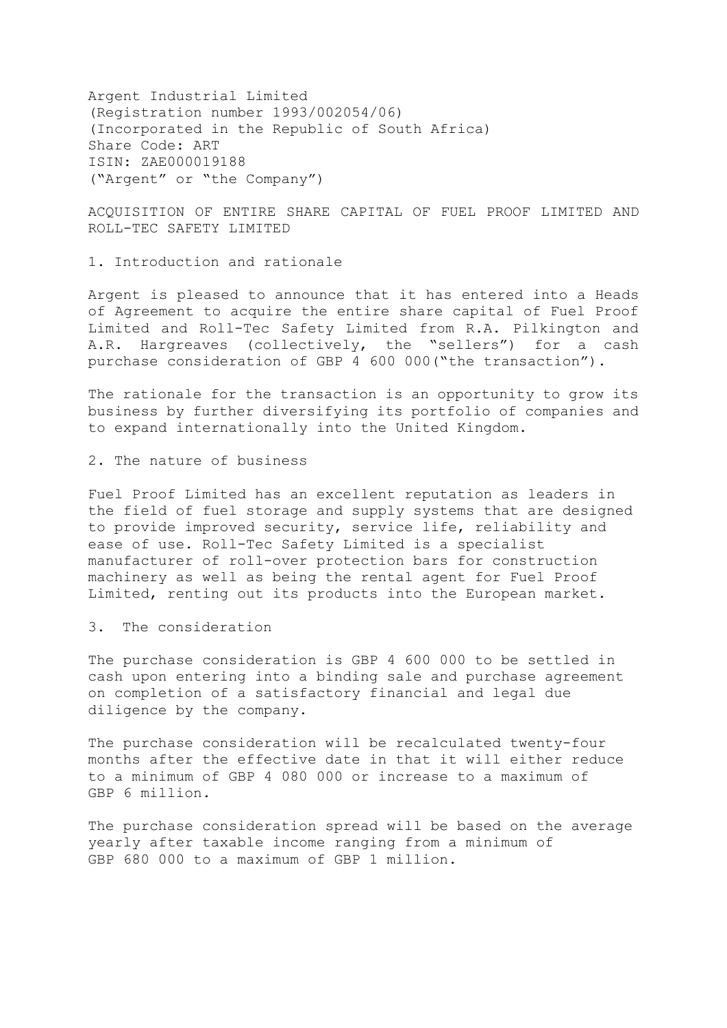Argent Industrial Limited
(Registration number 1993/002054/06)
(Incorporated in the Republic of South Africa)
Share Code: ART
ISIN: ZAE000019188
("Argent" or "the Company")

# ACQUISITION OF ENTIRE SHARE CAPITAL OF FUEL PROOF LIMITED AND ROLL-TEC SAFETY LIMITED

## 1. Introduction and rationale

Argent is pleased to announce that it has entered into a Heads of Agreement to acquire the entire share capital of Fuel Proof Limited and Roll-Tec Safety Limited from R.A. Pilkington and A.R. Hargreaves (collectively, the "sellers") for a cash purchase consideration of GBP 4 600 000("the transaction").

The rationale for the transaction is an opportunity to grow its business by further diversifying its portfolio of companies and to expand internationally into the United Kingdom.

## 2. The nature of business

Fuel Proof Limited has an excellent reputation as leaders in the field of fuel storage and supply systems that are designed to provide improved security, service life, reliability and ease of use. Roll-Tec Safety Limited is a specialist manufacturer of roll-over protection bars for construction machinery as well as being the rental agent for Fuel Proof Limited, renting out its products into the European market.

## 3. The consideration

The purchase consideration is GBP 4 600 000 to be settled in cash upon entering into a binding sale and purchase agreement on completion of a satisfactory financial and legal due diligence by the company.

The purchase consideration will be recalculated twenty-four months after the effective date in that it will either reduce to a minimum of GBP 4 080 000 or increase to a maximum of GBP 6 million.

The purchase consideration spread will be based on the average yearly after taxable income ranging from a minimum of GBP 680 000 to a maximum of GBP 1 million.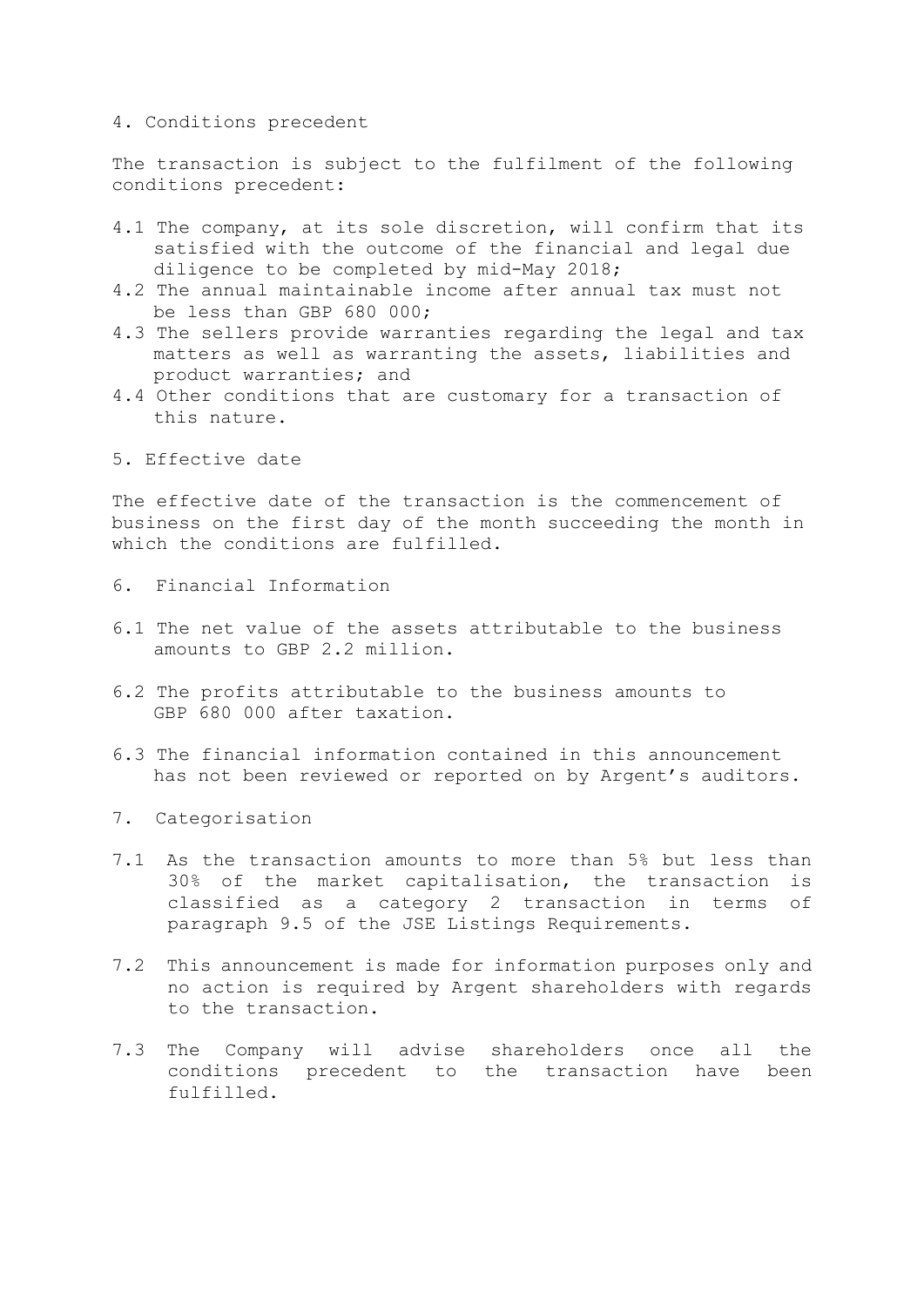## 4. Conditions precedent

The transaction is subject to the fulfilment of the following conditions precedent:

- 4.1 The company, at its sole discretion, will confirm that its satisfied with the outcome of the financial and legal due diligence to be completed by mid-May 2018;
- 4.2 The annual maintainable income after annual tax must not be less than GBP 680 000;
- 4.3 The sellers provide warranties regarding the legal and tax matters as well as warranting the assets, liabilities and product warranties; and
- 4.4 Other conditions that are customary for a transaction of this nature.

## 5. Effective date

The effective date of the transaction is the commencement of business on the first day of the month succeeding the month in which the conditions are fulfilled.

## 6. Financial Information

6.1 The net value of the assets attributable to the business amounts to GBP 2.2 million.

6.2 The profits attributable to the business amounts to GBP 680 000 after taxation.

6.3 The financial information contained in this announcement has not been reviewed or reported on by Argent's auditors.

## 7. Categorisation

7.1 As the transaction amounts to more than 5% but less than 30% of the market capitalisation, the transaction is classified as a category 2 transaction in terms of paragraph 9.5 of the JSE Listings Requirements.

7.2 This announcement is made for information purposes only and no action is required by Argent shareholders with regards to the transaction.

7.3 The Company will advise shareholders once all the conditions precedent to the transaction have been fulfilled.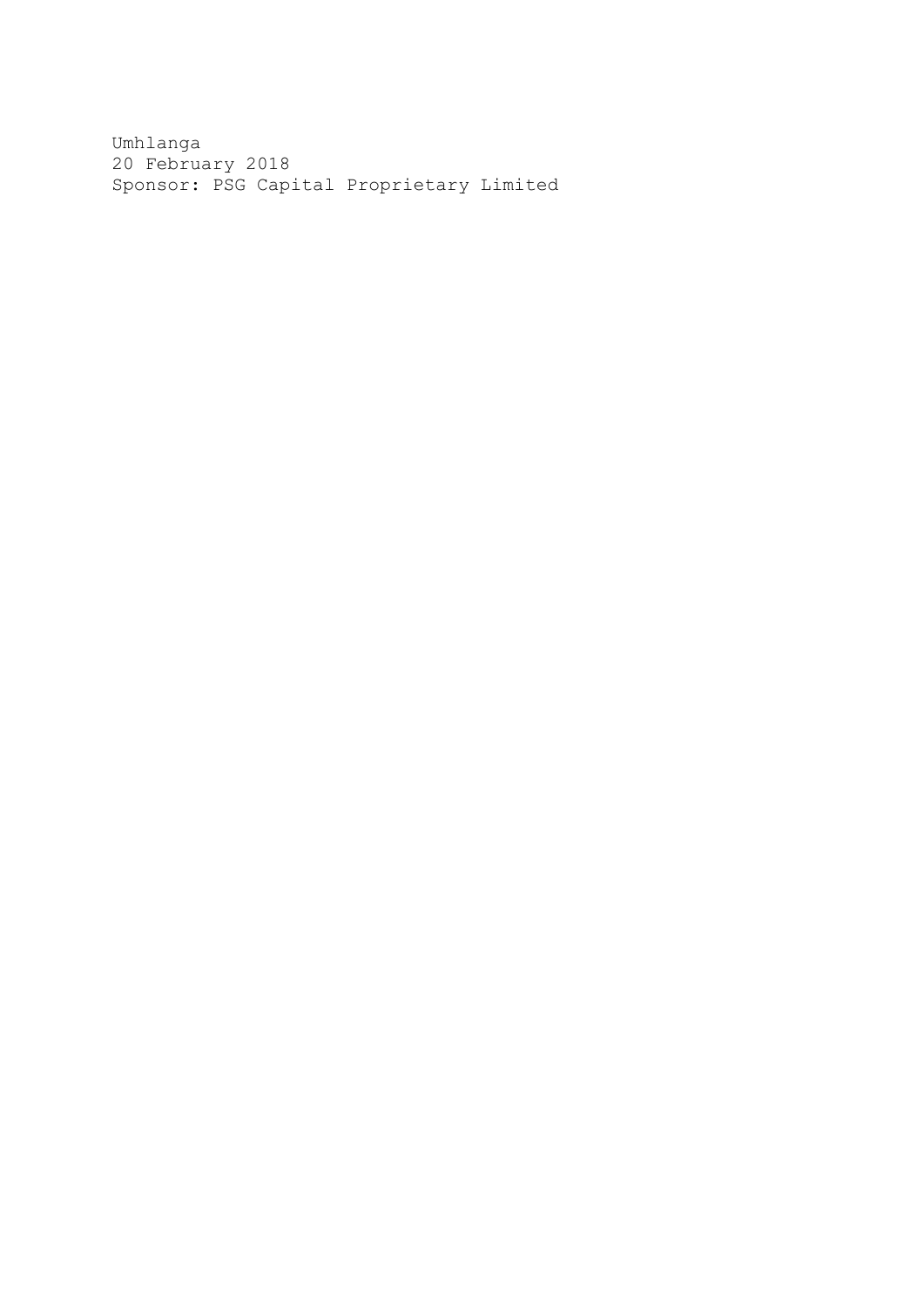Umhlanga
20 February 2018
Sponsor: PSG Capital Proprietary Limited